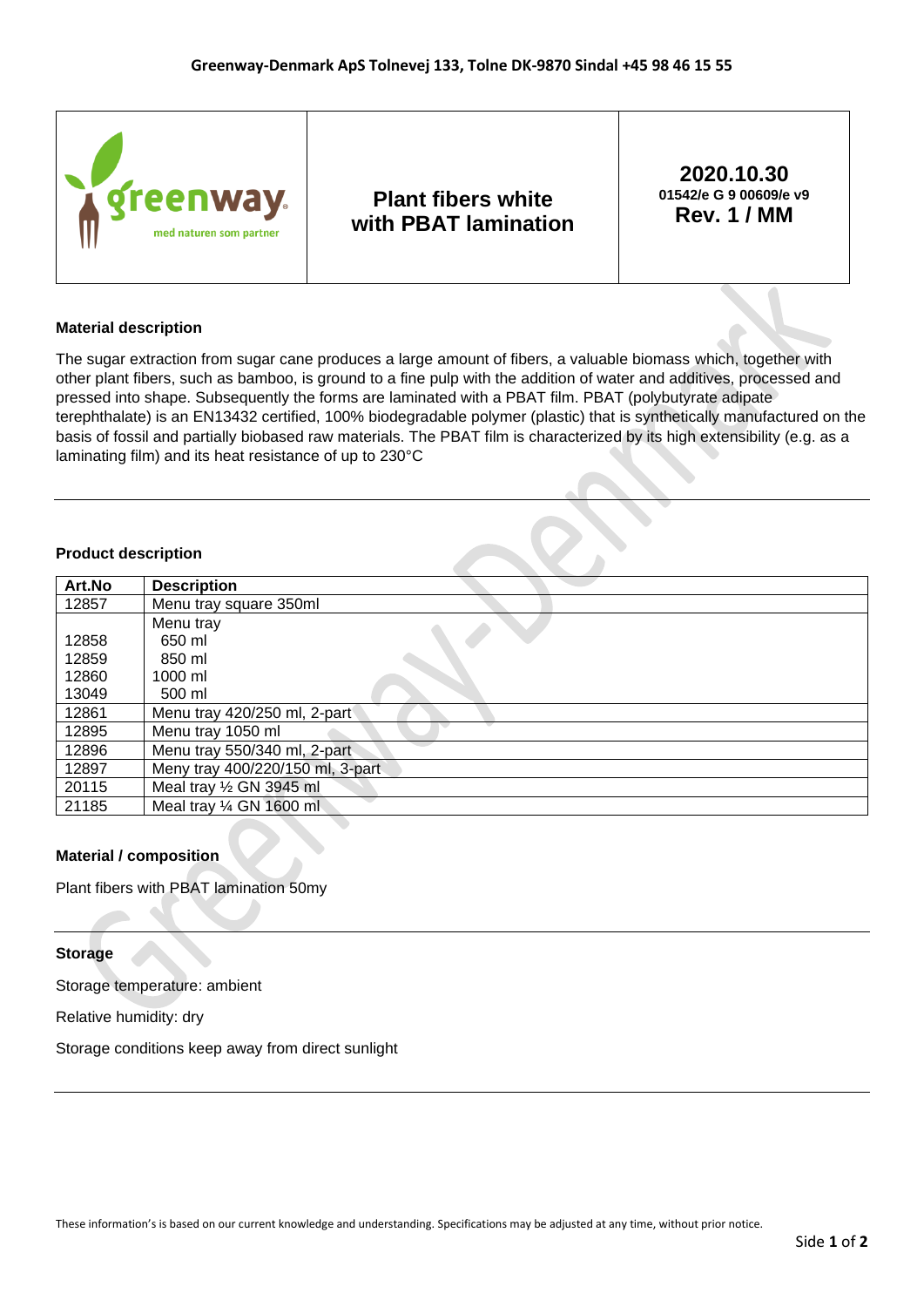Greenway-Denmark ApS Tolnevej 133, Tolne DK-9870 Sindal +45 98 46 15 55

| greenway med naturen som partner | Plant fibers white with PBAT lamination | 2020.10.30 01542/e G 9 00609/e v9 Rev. 1 / MM |
|---|---|---|

### Material description

The sugar extraction from sugar cane produces a large amount of fibers, a valuable biomass which, together with other plant fibers, such as bamboo, is ground to a fine pulp with the addition of water and additives, processed and pressed into shape. Subsequently the forms are laminated with a PBAT film. PBAT (polybutyrate adipate terephthalate) is an EN13432 certified, 100% biodegradable polymer (plastic) that is synthetically manufactured on the basis of fossil and partially biobased raw materials. The PBAT film is characterized by its high extensibility (e.g. as a laminating film) and its heat resistance of up to 230°C

---

### Product description

| Art.No | Description |
|---|---|
| 12857 | Menu tray square 350ml |
| | Menu tray |
| 12858 | 650 ml |
| 12859 | 850 ml |
| 12860 | 1000 ml |
| 13049 | 500 ml |
| 12861 | Menu tray 420/250 ml, 2-part |
| 12895 | Menu tray 1050 ml |
| 12896 | Menu tray 550/340 ml, 2-part |
| 12897 | Meny tray 400/220/150 ml, 3-part |
| 20115 | Meal tray ½ GN 3945 ml |
| 21185 | Meal tray ¼ GN 1600 ml |

### Material / composition

Plant fibers with PBAT lamination 50my

---

### Storage

Storage temperature: ambient

Relative humidity: dry

Storage conditions keep away from direct sunlight

---

These information's is based on our current knowledge and understanding. Specifications may be adjusted at any time, without prior notice.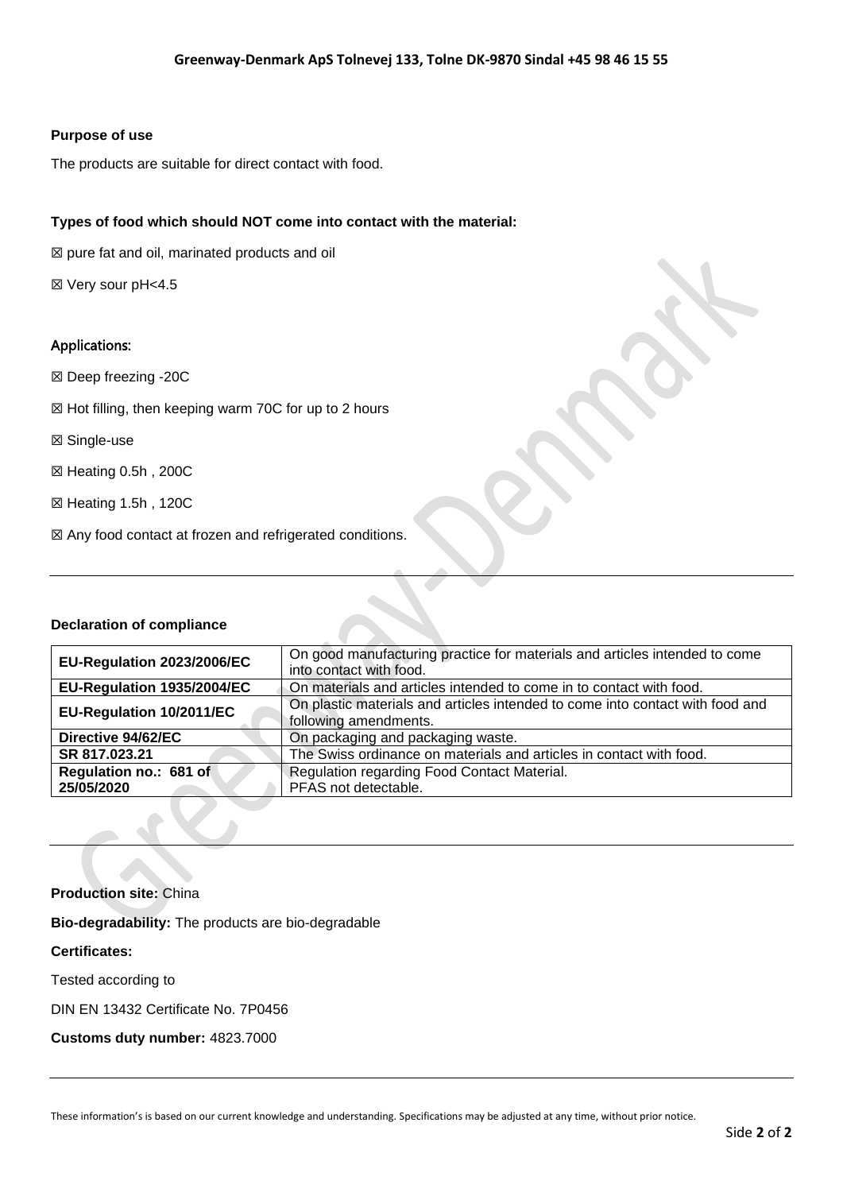**Purpose of use**

The products are suitable for direct contact with food.

**Types of food which should NOT come into contact with the material:**

☒ pure fat and oil, marinated products and oil

☒ Very sour pH<4.5

**Applications:**

☒ Deep freezing -20C

☒ Hot filling, then keeping warm 70C for up to 2 hours

☒ Single-use

☒ Heating 0.5h , 200C

☒ Heating 1.5h , 120C

☒ Any food contact at frozen and refrigerated conditions.

---

**Declaration of compliance**

| | |
|---|---|
| **EU-Regulation 2023/2006/EC** | On good manufacturing practice for materials and articles intended to come into contact with food. |
| **EU-Regulation 1935/2004/EC** | On materials and articles intended to come in to contact with food. |
| **EU-Regulation 10/2011/EC** | On plastic materials and articles intended to come into contact with food and following amendments. |
| **Directive 94/62/EC** | On packaging and packaging waste. |
| **SR 817.023.21** | The Swiss ordinance on materials and articles in contact with food. |
| **Regulation no.: 681 of 25/05/2020** | Regulation regarding Food Contact Material. PFAS not detectable. |

---

**Production site:** China

**Bio-degradability:** The products are bio-degradable

**Certificates:**

Tested according to

DIN EN 13432 Certificate No. 7P0456

**Customs duty number:** 4823.7000

---

These information's is based on our current knowledge and understanding. Specifications may be adjusted at any time, without prior notice.